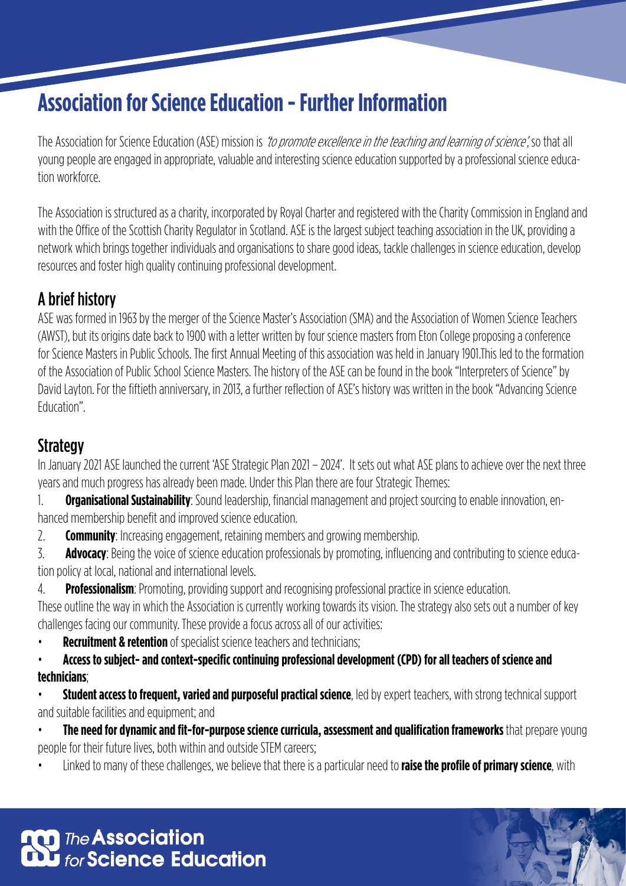# Association for Science Education - Further Information

The Association for Science Education (ASE) mission is *'to promote excellence in the teaching and learning of science'*, so that all young people are engaged in appropriate, valuable and interesting science education supported by a professional science education workforce.

The Association is structured as a charity, incorporated by Royal Charter and registered with the Charity Commission in England and with the Office of the Scottish Charity Regulator in Scotland. ASE is the largest subject teaching association in the UK, providing a network which brings together individuals and organisations to share good ideas, tackle challenges in science education, develop resources and foster high quality continuing professional development.

## A brief history

ASE was formed in 1963 by the merger of the Science Master's Association (SMA) and the Association of Women Science Teachers (AWST), but its origins date back to 1900 with a letter written by four science masters from Eton College proposing a conference for Science Masters in Public Schools. The first Annual Meeting of this association was held in January 1901.This led to the formation of the Association of Public School Science Masters. The history of the ASE can be found in the book "Interpreters of Science" by David Layton. For the fiftieth anniversary, in 2013, a further reflection of ASE's history was written in the book "Advancing Science Education".

## Strategy

In January 2021 ASE launched the current 'ASE Strategic Plan 2021 – 2024'. It sets out what ASE plans to achieve over the next three years and much progress has already been made. Under this Plan there are four Strategic Themes:

1. **Organisational Sustainability**: Sound leadership, financial management and project sourcing to enable innovation, enhanced membership benefit and improved science education.
2. **Community**: Increasing engagement, retaining members and growing membership.
3. **Advocacy**: Being the voice of science education professionals by promoting, influencing and contributing to science education policy at local, national and international levels.
4. **Professionalism**: Promoting, providing support and recognising professional practice in science education.

These outline the way in which the Association is currently working towards its vision. The strategy also sets out a number of key challenges facing our community. These provide a focus across all of our activities:

- **Recruitment & retention** of specialist science teachers and technicians;
- **Access to subject- and context-specific continuing professional development (CPD) for all teachers of science and technicians**;
- **Student access to frequent, varied and purposeful practical science**, led by expert teachers, with strong technical support and suitable facilities and equipment; and
- **The need for dynamic and fit-for-purpose science curricula, assessment and qualification frameworks** that prepare young people for their future lives, both within and outside STEM careers;
- Linked to many of these challenges, we believe that there is a particular need to **raise the profile of primary science**, with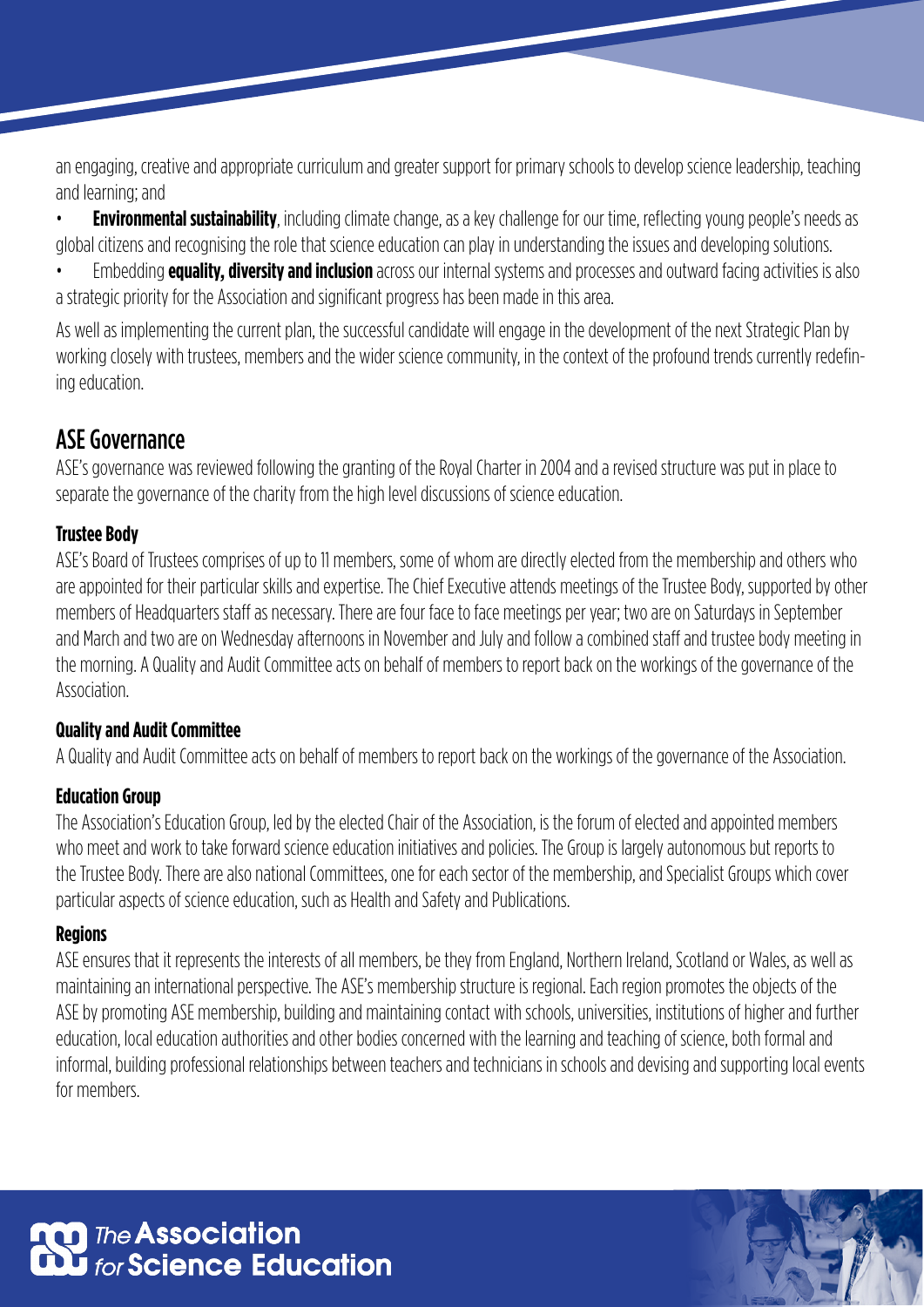an engaging, creative and appropriate curriculum and greater support for primary schools to develop science leadership, teaching and learning; and

- **Environmental sustainability**, including climate change, as a key challenge for our time, reflecting young people's needs as global citizens and recognising the role that science education can play in understanding the issues and developing solutions.
- Embedding **equality, diversity and inclusion** across our internal systems and processes and outward facing activities is also a strategic priority for the Association and significant progress has been made in this area.

As well as implementing the current plan, the successful candidate will engage in the development of the next Strategic Plan by working closely with trustees, members and the wider science community, in the context of the profound trends currently redefining education.

## ASE Governance

ASE's governance was reviewed following the granting of the Royal Charter in 2004 and a revised structure was put in place to separate the governance of the charity from the high level discussions of science education.

### Trustee Body

ASE's Board of Trustees comprises of up to 11 members, some of whom are directly elected from the membership and others who are appointed for their particular skills and expertise. The Chief Executive attends meetings of the Trustee Body, supported by other members of Headquarters staff as necessary. There are four face to face meetings per year; two are on Saturdays in September and March and two are on Wednesday afternoons in November and July and follow a combined staff and trustee body meeting in the morning. A Quality and Audit Committee acts on behalf of members to report back on the workings of the governance of the Association.

### Quality and Audit Committee

A Quality and Audit Committee acts on behalf of members to report back on the workings of the governance of the Association.

### Education Group

The Association's Education Group, led by the elected Chair of the Association, is the forum of elected and appointed members who meet and work to take forward science education initiatives and policies. The Group is largely autonomous but reports to the Trustee Body. There are also national Committees, one for each sector of the membership, and Specialist Groups which cover particular aspects of science education, such as Health and Safety and Publications.

### Regions

ASE ensures that it represents the interests of all members, be they from England, Northern Ireland, Scotland or Wales, as well as maintaining an international perspective. The ASE's membership structure is regional. Each region promotes the objects of the ASE by promoting ASE membership, building and maintaining contact with schools, universities, institutions of higher and further education, local education authorities and other bodies concerned with the learning and teaching of science, both formal and informal, building professional relationships between teachers and technicians in schools and devising and supporting local events for members.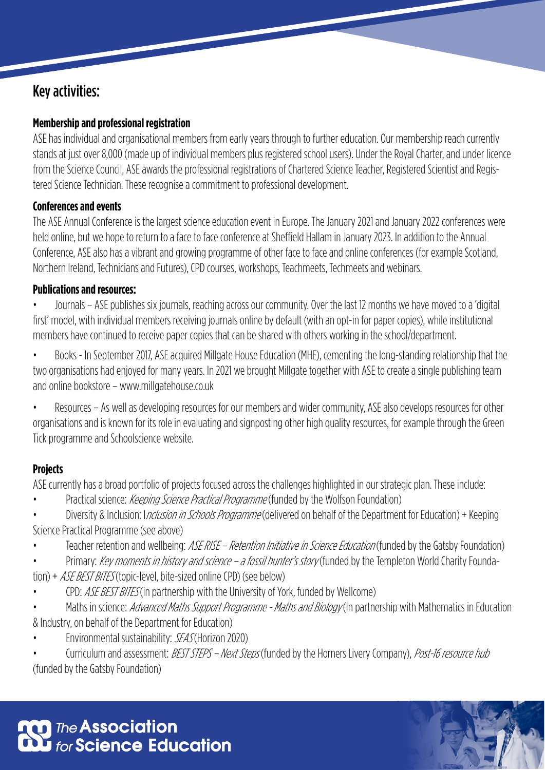## Key activities:

### Membership and professional registration

ASE has individual and organisational members from early years through to further education. Our membership reach currently stands at just over 8,000 (made up of individual members plus registered school users). Under the Royal Charter, and under licence from the Science Council, ASE awards the professional registrations of Chartered Science Teacher, Registered Scientist and Registered Science Technician. These recognise a commitment to professional development.

### Conferences and events

The ASE Annual Conference is the largest science education event in Europe. The January 2021 and January 2022 conferences were held online, but we hope to return to a face to face conference at Sheffield Hallam in January 2023. In addition to the Annual Conference, ASE also has a vibrant and growing programme of other face to face and online conferences (for example Scotland, Northern Ireland, Technicians and Futures), CPD courses, workshops, Teachmeets, Techmeets and webinars.

### Publications and resources:

- Journals – ASE publishes six journals, reaching across our community. Over the last 12 months we have moved to a 'digital first' model, with individual members receiving journals online by default (with an opt-in for paper copies), while institutional members have continued to receive paper copies that can be shared with others working in the school/department.
- Books - In September 2017, ASE acquired Millgate House Education (MHE), cementing the long-standing relationship that the two organisations had enjoyed for many years. In 2021 we brought Millgate together with ASE to create a single publishing team and online bookstore – www.millgatehouse.co.uk
- Resources – As well as developing resources for our members and wider community, ASE also develops resources for other organisations and is known for its role in evaluating and signposting other high quality resources, for example through the Green Tick programme and Schoolscience website.

### Projects

ASE currently has a broad portfolio of projects focused across the challenges highlighted in our strategic plan. These include:

- Practical science: *Keeping Science Practical Programme* (funded by the Wolfson Foundation)
- Diversity & Inclusion: I*nclusion in Schools Programme* (delivered on behalf of the Department for Education) + Keeping Science Practical Programme (see above)
- Teacher retention and wellbeing: *ASE RISE – Retention Initiative in Science Education* (funded by the Gatsby Foundation)
- Primary: *Key moments in history and science – a fossil hunter's story* (funded by the Templeton World Charity Foundation) + *ASE BEST BITES* (topic-level, bite-sized online CPD) (see below)
- CPD: *ASE BEST BITES* (in partnership with the University of York, funded by Wellcome)
- Maths in science: *Advanced Maths Support Programme - Maths and Biology* (In partnership with Mathematics in Education & Industry, on behalf of the Department for Education)
- Environmental sustainability: *SEAS* (Horizon 2020)
- Curriculum and assessment: *BEST STEPS – Next Steps* (funded by the Horners Livery Company), *Post-16 resource hub* (funded by the Gatsby Foundation)

The Association for Science Education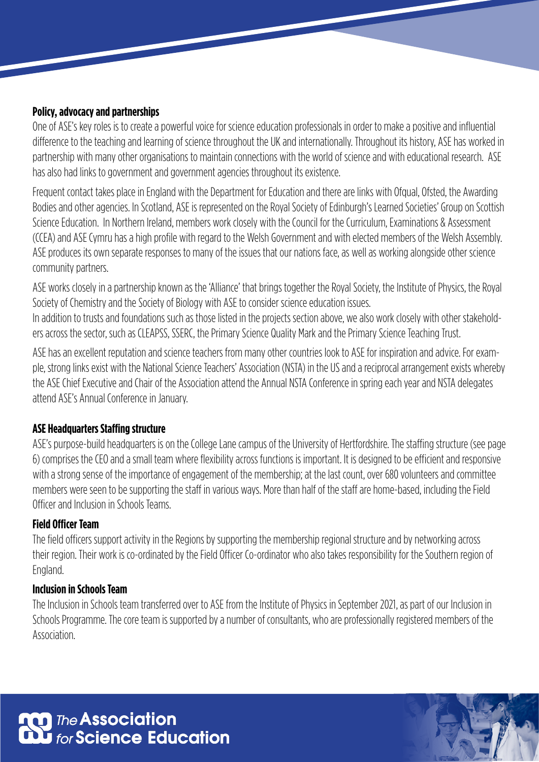## Policy, advocacy and partnerships

One of ASE's key roles is to create a powerful voice for science education professionals in order to make a positive and influential difference to the teaching and learning of science throughout the UK and internationally. Throughout its history, ASE has worked in partnership with many other organisations to maintain connections with the world of science and with educational research. ASE has also had links to government and government agencies throughout its existence.

Frequent contact takes place in England with the Department for Education and there are links with Ofqual, Ofsted, the Awarding Bodies and other agencies. In Scotland, ASE is represented on the Royal Society of Edinburgh's Learned Societies' Group on Scottish Science Education. In Northern Ireland, members work closely with the Council for the Curriculum, Examinations & Assessment (CCEA) and ASE Cymru has a high profile with regard to the Welsh Government and with elected members of the Welsh Assembly. ASE produces its own separate responses to many of the issues that our nations face, as well as working alongside other science community partners.

ASE works closely in a partnership known as the 'Alliance' that brings together the Royal Society, the Institute of Physics, the Royal Society of Chemistry and the Society of Biology with ASE to consider science education issues.

In addition to trusts and foundations such as those listed in the projects section above, we also work closely with other stakeholders across the sector, such as CLEAPSS, SSERC, the Primary Science Quality Mark and the Primary Science Teaching Trust.

ASE has an excellent reputation and science teachers from many other countries look to ASE for inspiration and advice. For example, strong links exist with the National Science Teachers' Association (NSTA) in the US and a reciprocal arrangement exists whereby the ASE Chief Executive and Chair of the Association attend the Annual NSTA Conference in spring each year and NSTA delegates attend ASE's Annual Conference in January.

## ASE Headquarters Staffing structure

ASE's purpose-build headquarters is on the College Lane campus of the University of Hertfordshire. The staffing structure (see page 6) comprises the CEO and a small team where flexibility across functions is important. It is designed to be efficient and responsive with a strong sense of the importance of engagement of the membership; at the last count, over 680 volunteers and committee members were seen to be supporting the staff in various ways. More than half of the staff are home-based, including the Field Officer and Inclusion in Schools Teams.

### Field Officer Team

The field officers support activity in the Regions by supporting the membership regional structure and by networking across their region. Their work is co-ordinated by the Field Officer Co-ordinator who also takes responsibility for the Southern region of England.

### Inclusion in Schools Team

The Inclusion in Schools team transferred over to ASE from the Institute of Physics in September 2021, as part of our Inclusion in Schools Programme. The core team is supported by a number of consultants, who are professionally registered members of the Association.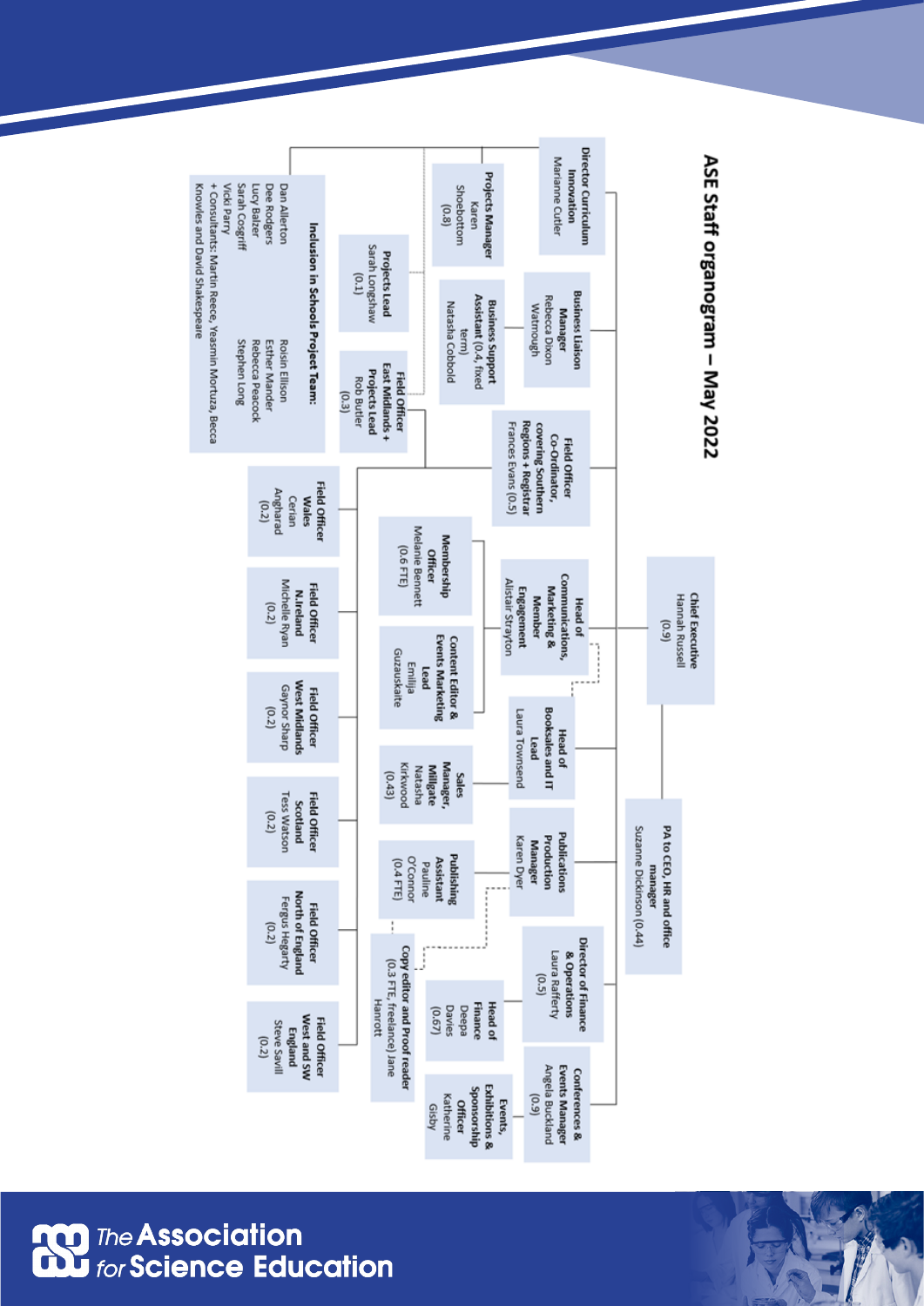# ASE Staff organogram – May 2022

**Chief Executive**
Hannah Russell (0.9)

**PA to CEO, HR and office manager**
Suzanne Dickinson (0.44)

**Director Curriculum Innovation**
Marianne Cutler

**Projects Manager**
Karen Shoebottom (0.8)

**Projects Lead**
Sarah Longshaw (0.1)

**Field Officer East Midlands + Projects Lead**
Rob Butler (0.3)

**Inclusion in Schools Project Team:**

- Dan Allerton
- Roisin Ellison
- Dee Rodgers
- Esther Mander
- Lucy Balzer
- Rebecca Peacock
- Sarah Cosgriff
- Stephen Long
- Vicki Parry

+ Consultants: Martin Reece, Yeasmin Mortuza, Becca Knowles and David Shakespeare

**Business Liaison Manager**
Rebecca Dixon Watmough

**Business Support Assistant (0.4, fixed term)**
Natasha Cobbold

**Field Officer Co-Ordinator, covering Southern Regions + Registrar**
Frances Evans (0.5)

**Field Officer Wales**
Cerian Angharad (0.2)

**Field Officer N.Ireland**
Michelle Ryan (0.2)

**Field Officer West Midlands**
Gaynor Sharp (0.2)

**Field Officer Scotland**
Tess Watson (0.2)

**Field Officer North of England**
Fergus Hegarty (0.2)

**Field Officer West and SW England**
Steve Savill (0.2)

**Head of Communications, Marketing & Member Engagement**
Alistair Strayton

**Membership Officer**
Melanie Bennett (0.6 FTE)

**Content Editor & Events Marketing Lead**
Emilija Guzauskaite

**Head of Booksales and IT Lead**
Laura Townsend

**Sales Manager, Millgate**
Natasha Kirkwood (0.43)

**Publications Production Manager**
Karen Dyer

**Publishing Assistant**
Pauline O'Connor (0.4 FTE)

**Copy editor and Proof reader (0.3 FTE, freelance)**
Jane Hanrott

**Director of Finance & Operations**
Laura Rafferty (0.5)

**Head of Finance**
Deepa Davies (0.67)

**Conferences & Events Manager**
Angela Buckland (0.9)

**Events, Exhibitions & Sponsorship Officer**
Katherine Gisby

The Association for Science Education